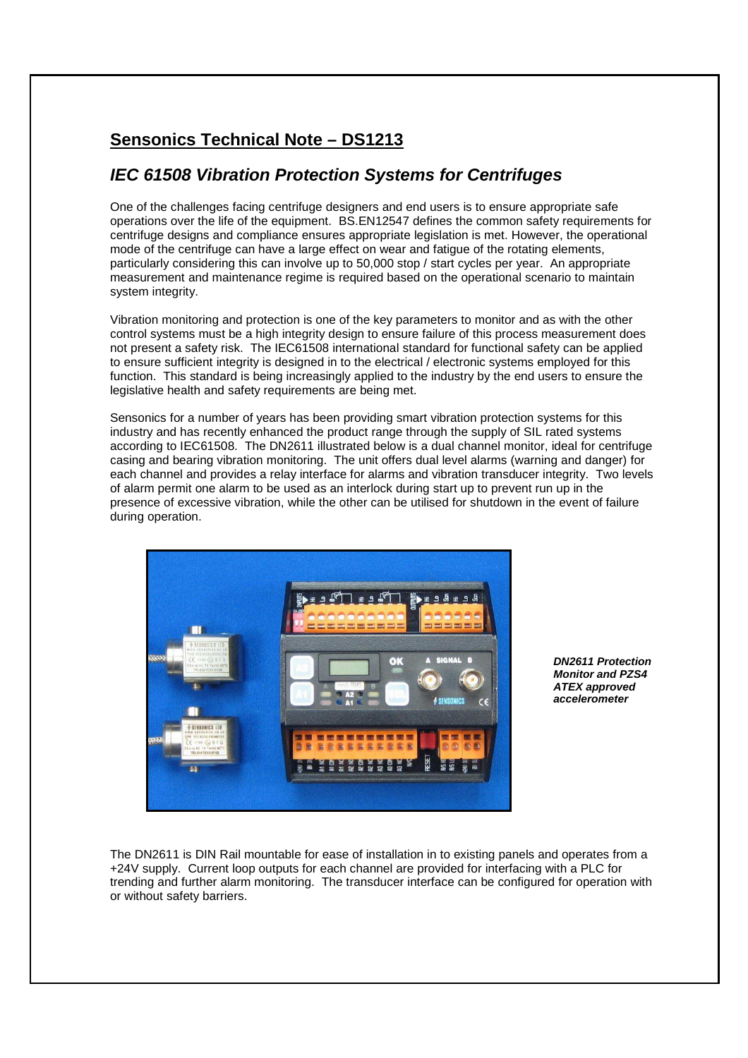## Sensonics Technical Note – DS1213

### *IEC 61508 Vibration Protection Systems for Centrifuges*

One of the challenges facing centrifuge designers and end users is to ensure appropriate safe operations over the life of the equipment. BS.EN12547 defines the common safety requirements for centrifuge designs and compliance ensures appropriate legislation is met. However, the operational mode of the centrifuge can have a large effect on wear and fatigue of the rotating elements, particularly considering this can involve up to 50,000 stop / start cycles per year. An appropriate measurement and maintenance regime is required based on the operational scenario to maintain system integrity.

Vibration monitoring and protection is one of the key parameters to monitor and as with the other control systems must be a high integrity design to ensure failure of this process measurement does not present a safety risk. The IEC61508 international standard for functional safety can be applied to ensure sufficient integrity is designed in to the electrical / electronic systems employed for this function. This standard is being increasingly applied to the industry by the end users to ensure the legislative health and safety requirements are being met.

Sensonics for a number of years has been providing smart vibration protection systems for this industry and has recently enhanced the product range through the supply of SIL rated systems according to IEC61508. The DN2611 illustrated below is a dual channel monitor, ideal for centrifuge casing and bearing vibration monitoring. The unit offers dual level alarms (warning and danger) for each channel and provides a relay interface for alarms and vibration transducer integrity. Two levels of alarm permit one alarm to be used as an interlock during start up to prevent run up in the presence of excessive vibration, while the other can be utilised for shutdown in the event of failure during operation.

***DN2611 Protection Monitor and PZS4 ATEX approved accelerometer***

The DN2611 is DIN Rail mountable for ease of installation in to existing panels and operates from a +24V supply. Current loop outputs for each channel are provided for interfacing with a PLC for trending and further alarm monitoring. The transducer interface can be configured for operation with or without safety barriers.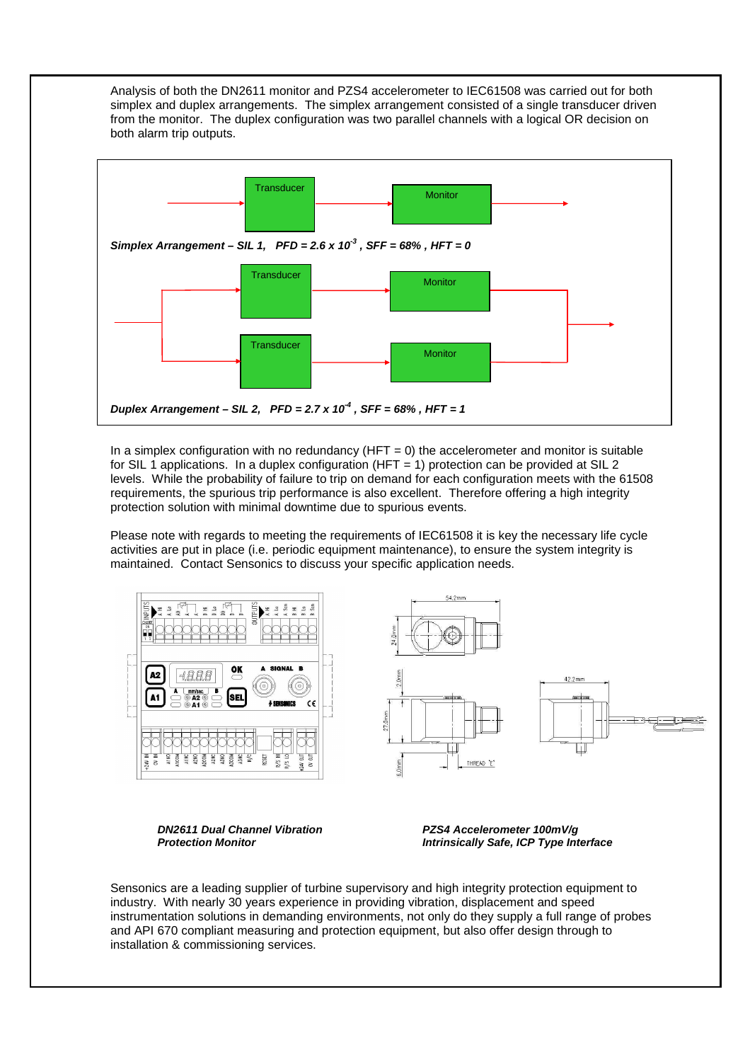Analysis of both the DN2611 monitor and PZS4 accelerometer to IEC61508 was carried out for both simplex and duplex arrangements. The simplex arrangement consisted of a single transducer driven from the monitor. The duplex configuration was two parallel channels with a logical OR decision on both alarm trip outputs.

Transducer

Monitor

***Simplex Arrangement – SIL 1, PFD = 2.6 x $10^{-3}$ , SFF = 68% , HFT = 0***

Transducer

Monitor

Transducer

Monitor

***Duplex Arrangement – SIL 2, PFD = 2.7 x $10^{-4}$ , SFF = 68% , HFT = 1***

In a simplex configuration with no redundancy (HFT = 0) the accelerometer and monitor is suitable for SIL 1 applications. In a duplex configuration (HFT = 1) protection can be provided at SIL 2 levels. While the probability of failure to trip on demand for each configuration meets with the 61508 requirements, the spurious trip performance is also excellent. Therefore offering a high integrity protection solution with minimal downtime due to spurious events.

Please note with regards to meeting the requirements of IEC61508 it is key the necessary life cycle activities are put in place (i.e. periodic equipment maintenance), to ensure the system integrity is maintained. Contact Sensonics to discuss your specific application needs.

***DN2611 Dual Channel Vibration Protection Monitor***

***PZS4 Accelerometer 100mV/g Intrinsically Safe, ICP Type Interface***

Sensonics are a leading supplier of turbine supervisory and high integrity protection equipment to industry. With nearly 30 years experience in providing vibration, displacement and speed instrumentation solutions in demanding environments, not only do they supply a full range of probes and API 670 compliant measuring and protection equipment, but also offer design through to installation & commissioning services.